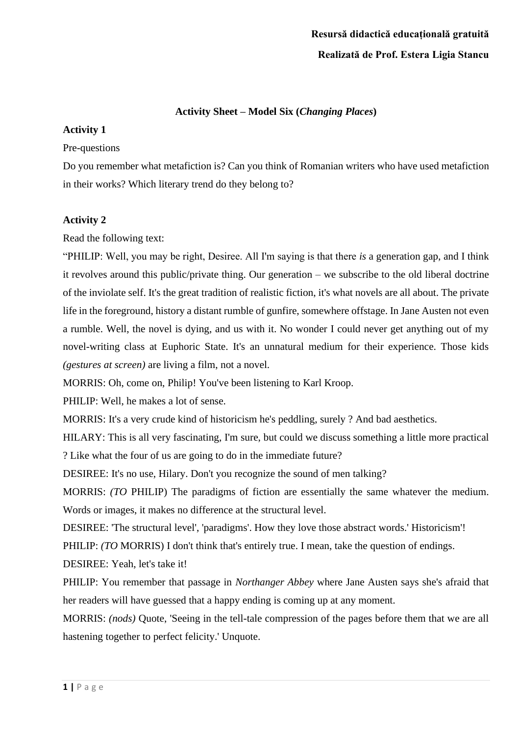**Resursă didactică educațională gratuită**

**Realizată de Prof. Estera Ligia Stancu**

## Activity Sheet – Model Six (*Changing Places*)

**Activity 1**

Pre-questions

Do you remember what metafiction is? Can you think of Romanian writers who have used metafiction in their works? Which literary trend do they belong to?

**Activity 2**

Read the following text:

"PHILIP: Well, you may be right, Desiree. All I'm saying is that there *is* a generation gap, and I think it revolves around this public/private thing. Our generation – we subscribe to the old liberal doctrine of the inviolate self. It's the great tradition of realistic fiction, it's what novels are all about. The private life in the foreground, history a distant rumble of gunfire, somewhere offstage. In Jane Austen not even a rumble. Well, the novel is dying, and us with it. No wonder I could never get anything out of my novel-writing class at Euphoric State. It's an unnatural medium for their experience. Those kids *(gestures at screen)* are living a film, not a novel.

MORRIS: Oh, come on, Philip! You've been listening to Karl Kroop.

PHILIP: Well, he makes a lot of sense.

MORRIS: It's a very crude kind of historicism he's peddling, surely ? And bad aesthetics.

HILARY: This is all very fascinating, I'm sure, but could we discuss something a little more practical ? Like what the four of us are going to do in the immediate future?

DESIREE: It's no use, Hilary. Don't you recognize the sound of men talking?

MORRIS: *(TO* PHILIP) The paradigms of fiction are essentially the same whatever the medium. Words or images, it makes no difference at the structural level.

DESIREE: 'The structural level', 'paradigms'. How they love those abstract words.' Historicism'!

PHILIP: *(TO* MORRIS) I don't think that's entirely true. I mean, take the question of endings.

DESIREE: Yeah, let's take it!

PHILIP: You remember that passage in *Northanger Abbey* where Jane Austen says she's afraid that her readers will have guessed that a happy ending is coming up at any moment.

MORRIS: *(nods)* Quote, 'Seeing in the tell-tale compression of the pages before them that we are all hastening together to perfect felicity.' Unquote.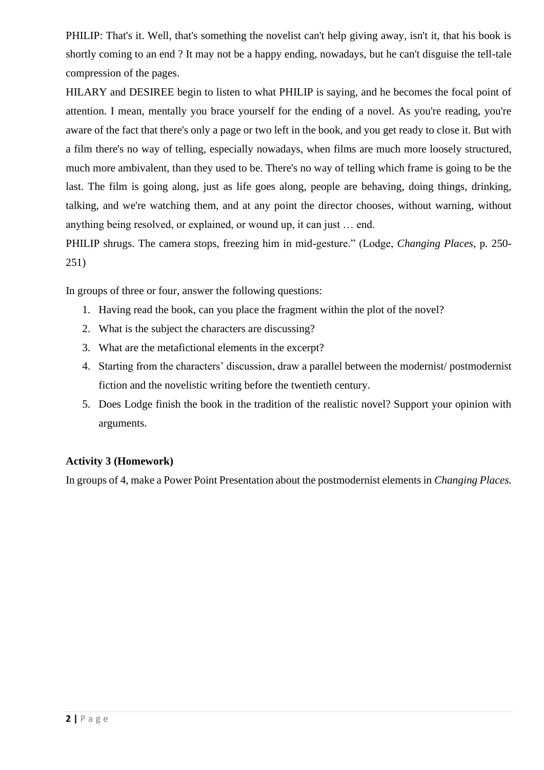PHILIP: That's it. Well, that's something the novelist can't help giving away, isn't it, that his book is shortly coming to an end ? It may not be a happy ending, nowadays, but he can't disguise the tell-tale compression of the pages.

HILARY and DESIREE begin to listen to what PHILIP is saying, and he becomes the focal point of attention. I mean, mentally you brace yourself for the ending of a novel. As you're reading, you're aware of the fact that there's only a page or two left in the book, and you get ready to close it. But with a film there's no way of telling, especially nowadays, when films are much more loosely structured, much more ambivalent, than they used to be. There's no way of telling which frame is going to be the last. The film is going along, just as life goes along, people are behaving, doing things, drinking, talking, and we're watching them, and at any point the director chooses, without warning, without anything being resolved, or explained, or wound up, it can just … end.

PHILIP shrugs. The camera stops, freezing him in mid-gesture." (Lodge, *Changing Places*, p. 250-251)

In groups of three or four, answer the following questions:

1. Having read the book, can you place the fragment within the plot of the novel?
2. What is the subject the characters are discussing?
3. What are the metafictional elements in the excerpt?
4. Starting from the characters' discussion, draw a parallel between the modernist/ postmodernist fiction and the novelistic writing before the twentieth century.
5. Does Lodge finish the book in the tradition of the realistic novel? Support your opinion with arguments.

**Activity 3 (Homework)**

In groups of 4, make a Power Point Presentation about the postmodernist elements in *Changing Places.*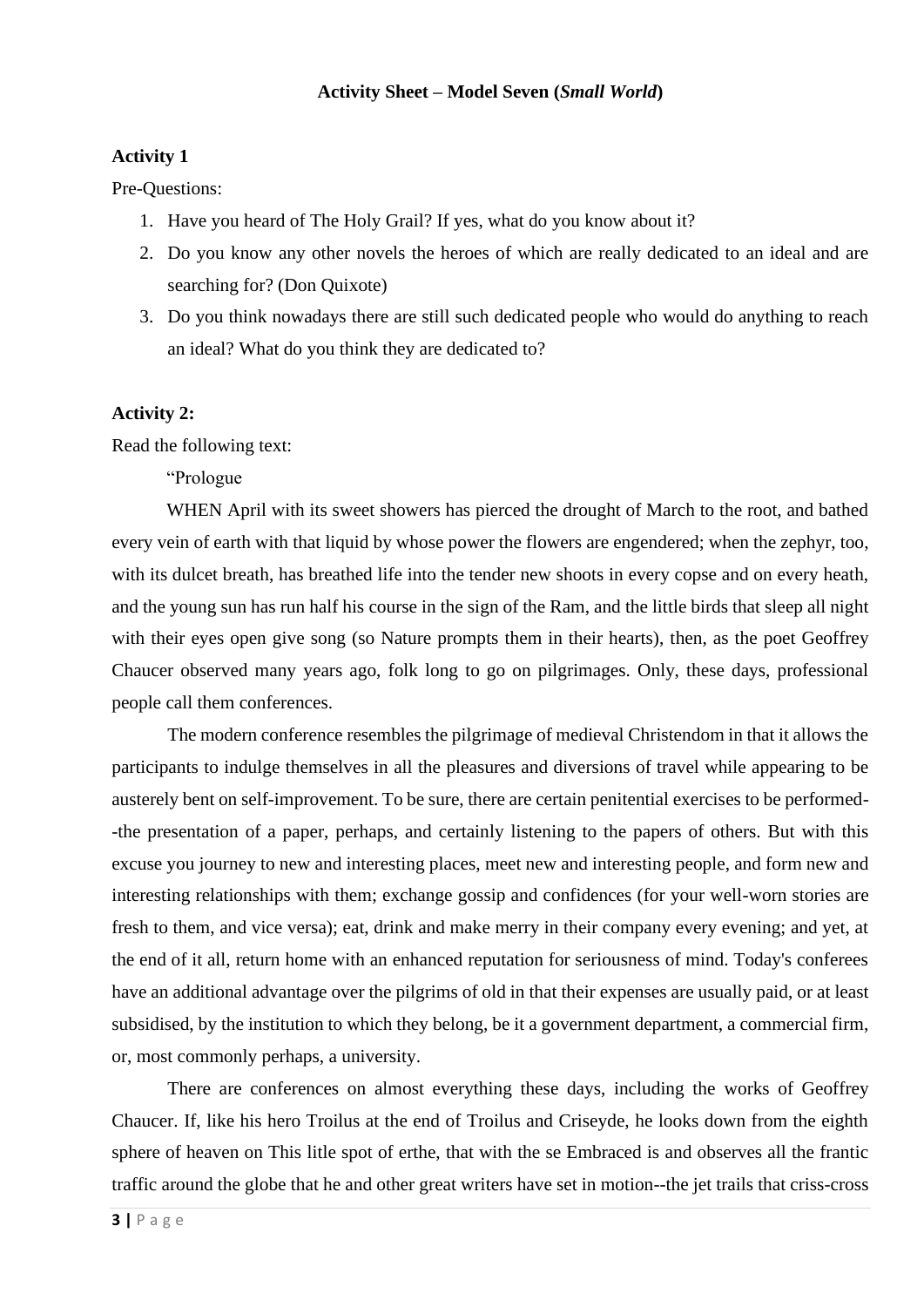**Activity Sheet – Model Seven (*Small World*)**

**Activity 1**

Pre-Questions:

1. Have you heard of The Holy Grail? If yes, what do you know about it?
2. Do you know any other novels the heroes of which are really dedicated to an ideal and are searching for? (Don Quixote)
3. Do you think nowadays there are still such dedicated people who would do anything to reach an ideal? What do you think they are dedicated to?

**Activity 2:**

Read the following text:

"Prologue

WHEN April with its sweet showers has pierced the drought of March to the root, and bathed every vein of earth with that liquid by whose power the flowers are engendered; when the zephyr, too, with its dulcet breath, has breathed life into the tender new shoots in every copse and on every heath, and the young sun has run half his course in the sign of the Ram, and the little birds that sleep all night with their eyes open give song (so Nature prompts them in their hearts), then, as the poet Geoffrey Chaucer observed many years ago, folk long to go on pilgrimages. Only, these days, professional people call them conferences.

The modern conference resembles the pilgrimage of medieval Christendom in that it allows the participants to indulge themselves in all the pleasures and diversions of travel while appearing to be austerely bent on self-improvement. To be sure, there are certain penitential exercises to be performed--the presentation of a paper, perhaps, and certainly listening to the papers of others. But with this excuse you journey to new and interesting places, meet new and interesting people, and form new and interesting relationships with them; exchange gossip and confidences (for your well-worn stories are fresh to them, and vice versa); eat, drink and make merry in their company every evening; and yet, at the end of it all, return home with an enhanced reputation for seriousness of mind. Today's conferees have an additional advantage over the pilgrims of old in that their expenses are usually paid, or at least subsidised, by the institution to which they belong, be it a government department, a commercial firm, or, most commonly perhaps, a university.

There are conferences on almost everything these days, including the works of Geoffrey Chaucer. If, like his hero Troilus at the end of Troilus and Criseyde, he looks down from the eighth sphere of heaven on This litle spot of erthe, that with the se Embraced is and observes all the frantic traffic around the globe that he and other great writers have set in motion--the jet trails that criss-cross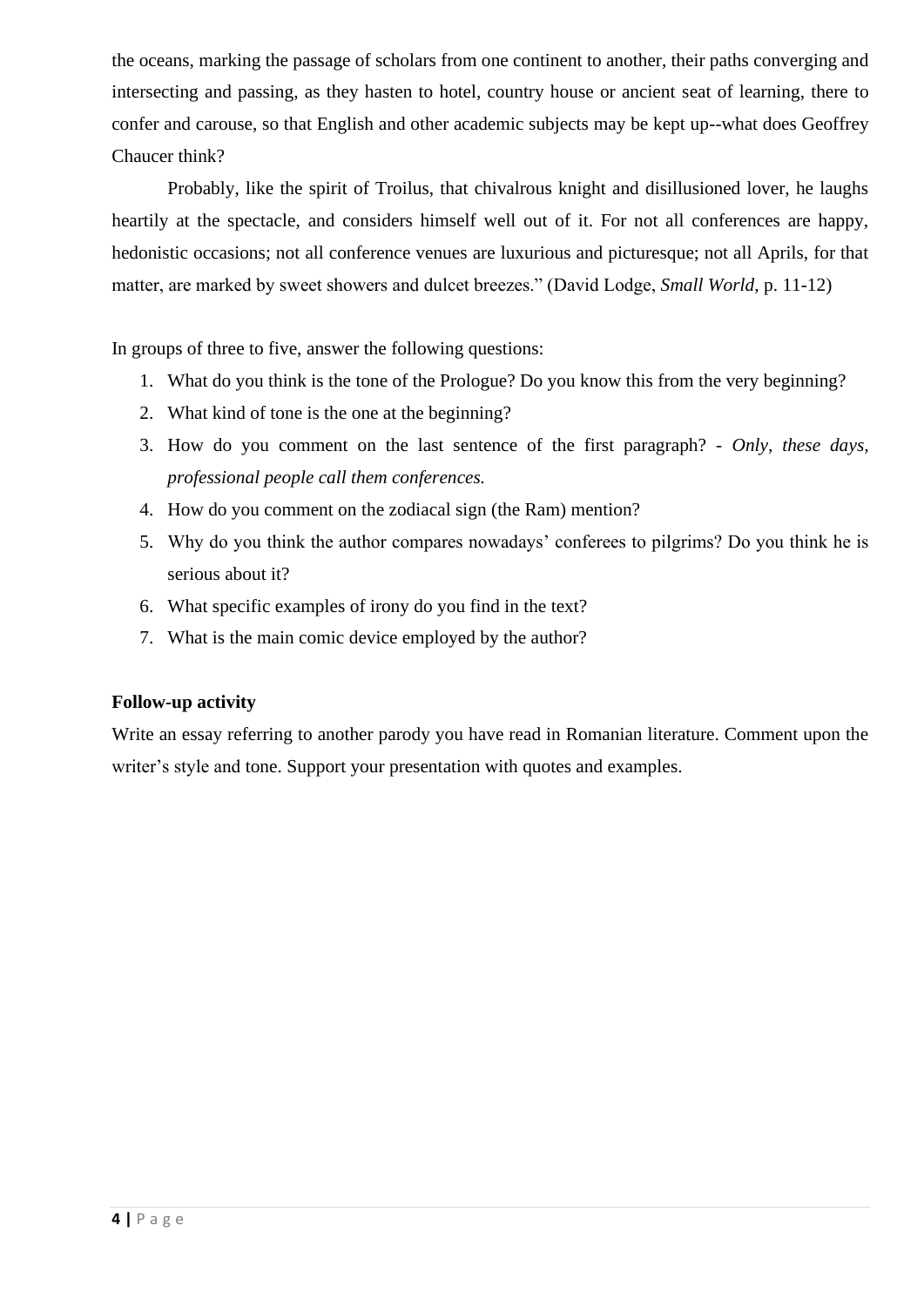the oceans, marking the passage of scholars from one continent to another, their paths converging and intersecting and passing, as they hasten to hotel, country house or ancient seat of learning, there to confer and carouse, so that English and other academic subjects may be kept up--what does Geoffrey Chaucer think?

Probably, like the spirit of Troilus, that chivalrous knight and disillusioned lover, he laughs heartily at the spectacle, and considers himself well out of it. For not all conferences are happy, hedonistic occasions; not all conference venues are luxurious and picturesque; not all Aprils, for that matter, are marked by sweet showers and dulcet breezes." (David Lodge, *Small World*, p. 11-12)

In groups of three to five, answer the following questions:

1. What do you think is the tone of the Prologue? Do you know this from the very beginning?
2. What kind of tone is the one at the beginning?
3. How do you comment on the last sentence of the first paragraph? - *Only, these days, professional people call them conferences.*
4. How do you comment on the zodiacal sign (the Ram) mention?
5. Why do you think the author compares nowadays' conferees to pilgrims? Do you think he is serious about it?
6. What specific examples of irony do you find in the text?
7. What is the main comic device employed by the author?

**Follow-up activity**

Write an essay referring to another parody you have read in Romanian literature. Comment upon the writer's style and tone. Support your presentation with quotes and examples.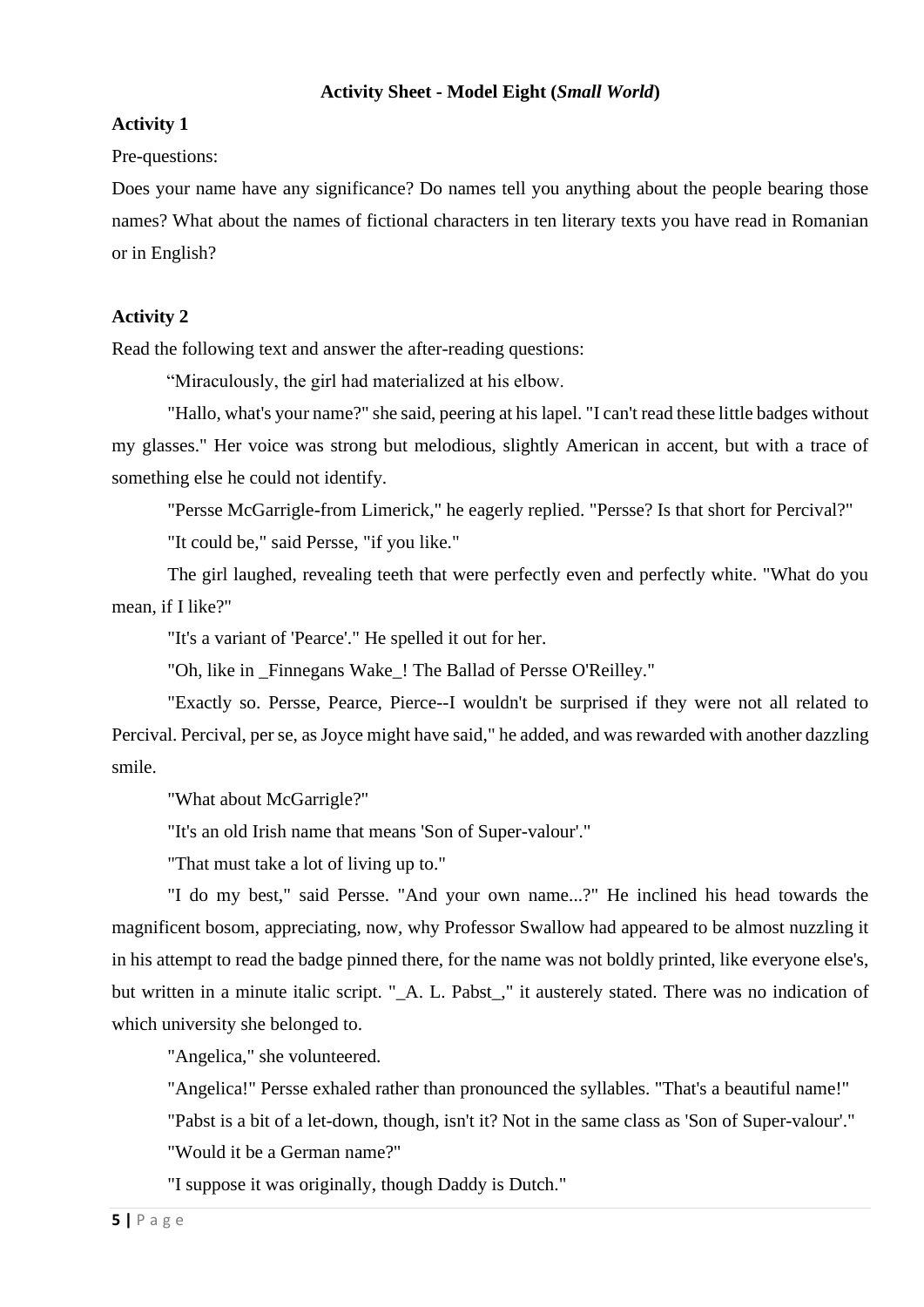### Activity Sheet - Model Eight (*Small World*)

**Activity 1**

Pre-questions:

Does your name have any significance? Do names tell you anything about the people bearing those names? What about the names of fictional characters in ten literary texts you have read in Romanian or in English?

**Activity 2**

Read the following text and answer the after-reading questions:

"Miraculously, the girl had materialized at his elbow.

"Hallo, what's your name?" she said, peering at his lapel. "I can't read these little badges without my glasses." Her voice was strong but melodious, slightly American in accent, but with a trace of something else he could not identify.

"Persse McGarrigle-from Limerick," he eagerly replied. "Persse? Is that short for Percival?"

"It could be," said Persse, "if you like."

The girl laughed, revealing teeth that were perfectly even and perfectly white. "What do you mean, if I like?"

"It's a variant of 'Pearce'." He spelled it out for her.

"Oh, like in _Finnegans Wake_! The Ballad of Persse O'Reilley."

"Exactly so. Persse, Pearce, Pierce--I wouldn't be surprised if they were not all related to Percival. Percival, per se, as Joyce might have said," he added, and was rewarded with another dazzling smile.

"What about McGarrigle?"

"It's an old Irish name that means 'Son of Super-valour'."

"That must take a lot of living up to."

"I do my best," said Persse. "And your own name...?" He inclined his head towards the magnificent bosom, appreciating, now, why Professor Swallow had appeared to be almost nuzzling it in his attempt to read the badge pinned there, for the name was not boldly printed, like everyone else's, but written in a minute italic script. "_A. L. Pabst_," it austerely stated. There was no indication of which university she belonged to.

"Angelica," she volunteered.

"Angelica!" Persse exhaled rather than pronounced the syllables. "That's a beautiful name!"

"Pabst is a bit of a let-down, though, isn't it? Not in the same class as 'Son of Super-valour'."

"Would it be a German name?"

"I suppose it was originally, though Daddy is Dutch."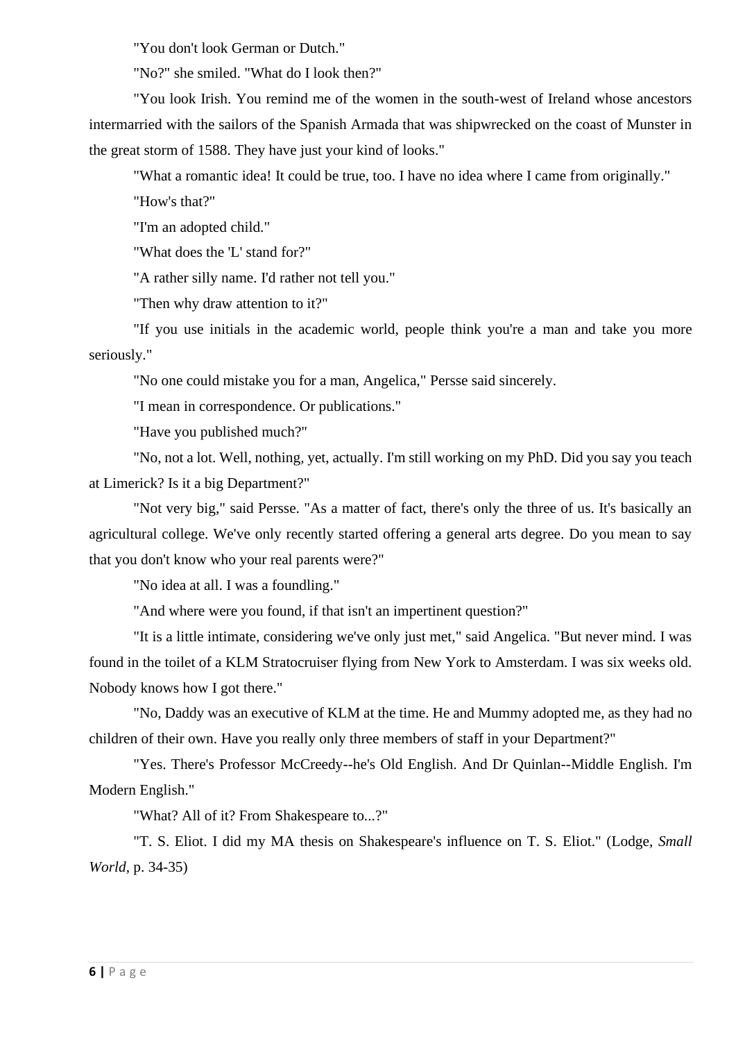"You don't look German or Dutch."

"No?" she smiled. "What do I look then?"

"You look Irish. You remind me of the women in the south-west of Ireland whose ancestors intermarried with the sailors of the Spanish Armada that was shipwrecked on the coast of Munster in the great storm of 1588. They have just your kind of looks."

"What a romantic idea! It could be true, too. I have no idea where I came from originally."

"How's that?"

"I'm an adopted child."

"What does the 'L' stand for?"

"A rather silly name. I'd rather not tell you."

"Then why draw attention to it?"

"If you use initials in the academic world, people think you're a man and take you more seriously."

"No one could mistake you for a man, Angelica," Persse said sincerely.

"I mean in correspondence. Or publications."

"Have you published much?"

"No, not a lot. Well, nothing, yet, actually. I'm still working on my PhD. Did you say you teach at Limerick? Is it a big Department?"

"Not very big," said Persse. "As a matter of fact, there's only the three of us. It's basically an agricultural college. We've only recently started offering a general arts degree. Do you mean to say that you don't know who your real parents were?"

"No idea at all. I was a foundling."

"And where were you found, if that isn't an impertinent question?"

"It is a little intimate, considering we've only just met," said Angelica. "But never mind. I was found in the toilet of a KLM Stratocruiser flying from New York to Amsterdam. I was six weeks old. Nobody knows how I got there."

"No, Daddy was an executive of KLM at the time. He and Mummy adopted me, as they had no children of their own. Have you really only three members of staff in your Department?"

"Yes. There's Professor McCreedy--he's Old English. And Dr Quinlan--Middle English. I'm Modern English."

"What? All of it? From Shakespeare to...?"

"T. S. Eliot. I did my MA thesis on Shakespeare's influence on T. S. Eliot." (Lodge, *Small World*, p. 34-35)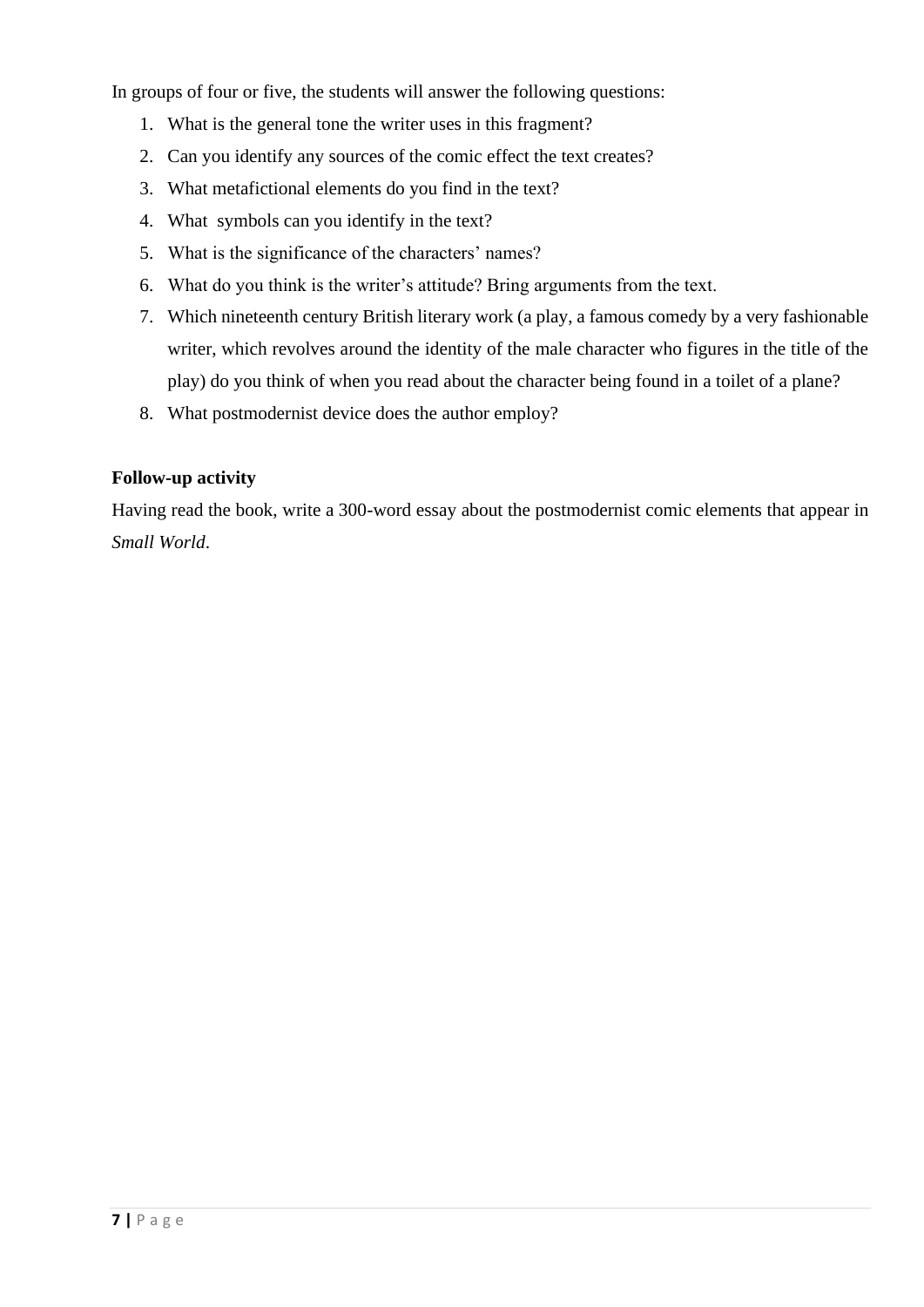In groups of four or five, the students will answer the following questions:

1. What is the general tone the writer uses in this fragment?
2. Can you identify any sources of the comic effect the text creates?
3. What metafictional elements do you find in the text?
4. What symbols can you identify in the text?
5. What is the significance of the characters' names?
6. What do you think is the writer's attitude? Bring arguments from the text.
7. Which nineteenth century British literary work (a play, a famous comedy by a very fashionable writer, which revolves around the identity of the male character who figures in the title of the play) do you think of when you read about the character being found in a toilet of a plane?
8. What postmodernist device does the author employ?

**Follow-up activity**

Having read the book, write a 300-word essay about the postmodernist comic elements that appear in *Small World*.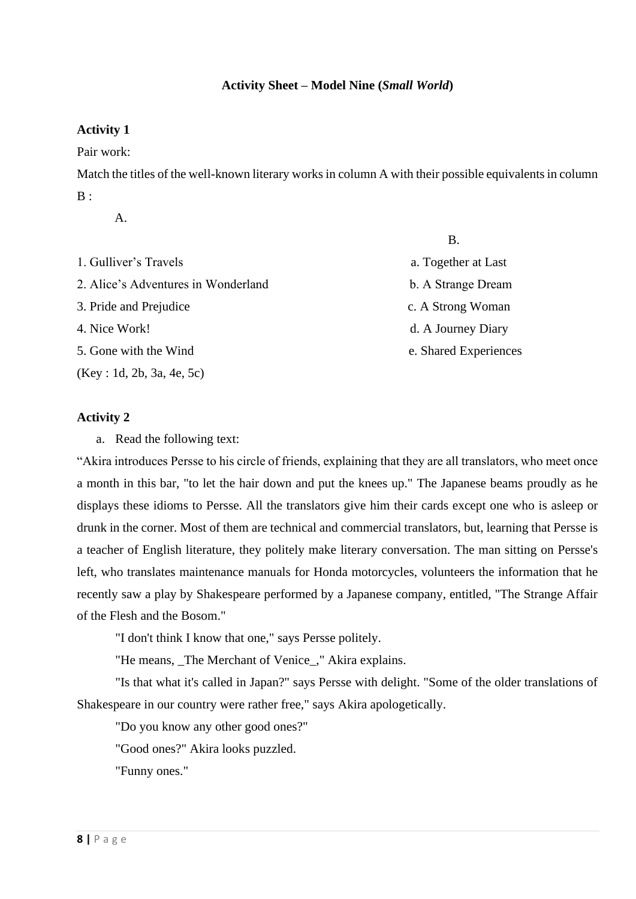**Activity Sheet – Model Nine (*Small World*)**

**Activity 1**

Pair work:

Match the titles of the well-known literary works in column A with their possible equivalents in column B :

| A. | B. |
|---|---|
| 1. Gulliver's Travels | a. Together at Last |
| 2. Alice's Adventures in Wonderland | b. A Strange Dream |
| 3. Pride and Prejudice | c. A Strong Woman |
| 4. Nice Work! | d. A Journey Diary |
| 5. Gone with the Wind | e. Shared Experiences |

(Key : 1d, 2b, 3a, 4e, 5c)

**Activity 2**

a. Read the following text:

"Akira introduces Persse to his circle of friends, explaining that they are all translators, who meet once a month in this bar, "to let the hair down and put the knees up." The Japanese beams proudly as he displays these idioms to Persse. All the translators give him their cards except one who is asleep or drunk in the corner. Most of them are technical and commercial translators, but, learning that Persse is a teacher of English literature, they politely make literary conversation. The man sitting on Persse's left, who translates maintenance manuals for Honda motorcycles, volunteers the information that he recently saw a play by Shakespeare performed by a Japanese company, entitled, "The Strange Affair of the Flesh and the Bosom."

"I don't think I know that one," says Persse politely.

"He means, _The Merchant of Venice_," Akira explains.

"Is that what it's called in Japan?" says Persse with delight. "Some of the older translations of Shakespeare in our country were rather free," says Akira apologetically.

"Do you know any other good ones?"

"Good ones?" Akira looks puzzled.

"Funny ones."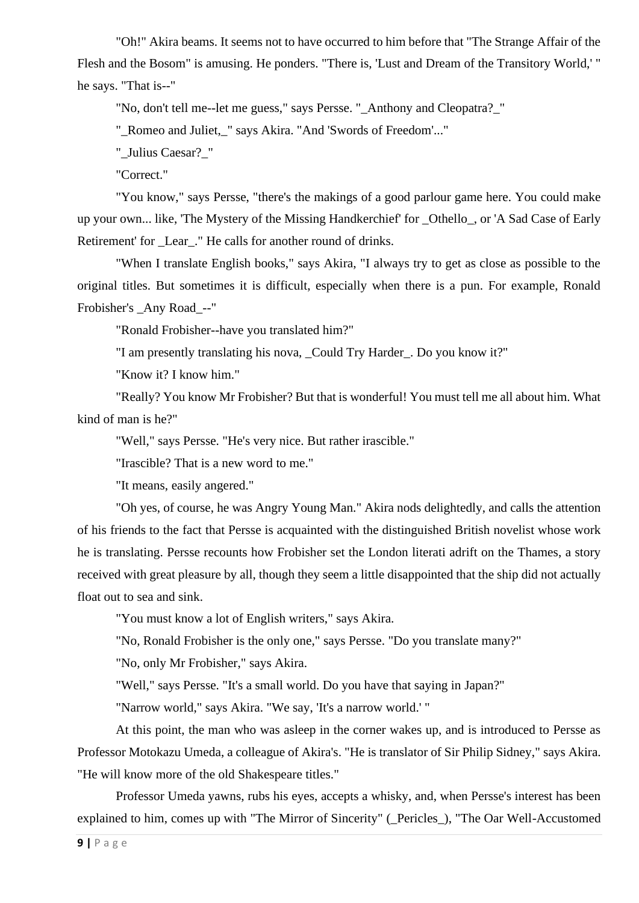"Oh!" Akira beams. It seems not to have occurred to him before that "The Strange Affair of the Flesh and the Bosom" is amusing. He ponders. "There is, 'Lust and Dream of the Transitory World,' " he says. "That is--"

"No, don't tell me--let me guess," says Persse. "_Anthony and Cleopatra?_"

"_Romeo and Juliet,_" says Akira. "And 'Swords of Freedom'..."

"_Julius Caesar?_"

"Correct."

"You know," says Persse, "there's the makings of a good parlour game here. You could make up your own... like, 'The Mystery of the Missing Handkerchief' for _Othello_, or 'A Sad Case of Early Retirement' for _Lear_." He calls for another round of drinks.

"When I translate English books," says Akira, "I always try to get as close as possible to the original titles. But sometimes it is difficult, especially when there is a pun. For example, Ronald Frobisher's _Any Road_--"

"Ronald Frobisher--have you translated him?"

"I am presently translating his nova, _Could Try Harder_. Do you know it?"

"Know it? I know him."

"Really? You know Mr Frobisher? But that is wonderful! You must tell me all about him. What kind of man is he?"

"Well," says Persse. "He's very nice. But rather irascible."

"Irascible? That is a new word to me."

"It means, easily angered."

"Oh yes, of course, he was Angry Young Man." Akira nods delightedly, and calls the attention of his friends to the fact that Persse is acquainted with the distinguished British novelist whose work he is translating. Persse recounts how Frobisher set the London literati adrift on the Thames, a story received with great pleasure by all, though they seem a little disappointed that the ship did not actually float out to sea and sink.

"You must know a lot of English writers," says Akira.

"No, Ronald Frobisher is the only one," says Persse. "Do you translate many?"

"No, only Mr Frobisher," says Akira.

"Well," says Persse. "It's a small world. Do you have that saying in Japan?"

"Narrow world," says Akira. "We say, 'It's a narrow world.' "

At this point, the man who was asleep in the corner wakes up, and is introduced to Persse as Professor Motokazu Umeda, a colleague of Akira's. "He is translator of Sir Philip Sidney," says Akira. "He will know more of the old Shakespeare titles."

Professor Umeda yawns, rubs his eyes, accepts a whisky, and, when Persse's interest has been explained to him, comes up with "The Mirror of Sincerity" (_Pericles_), "The Oar Well-Accustomed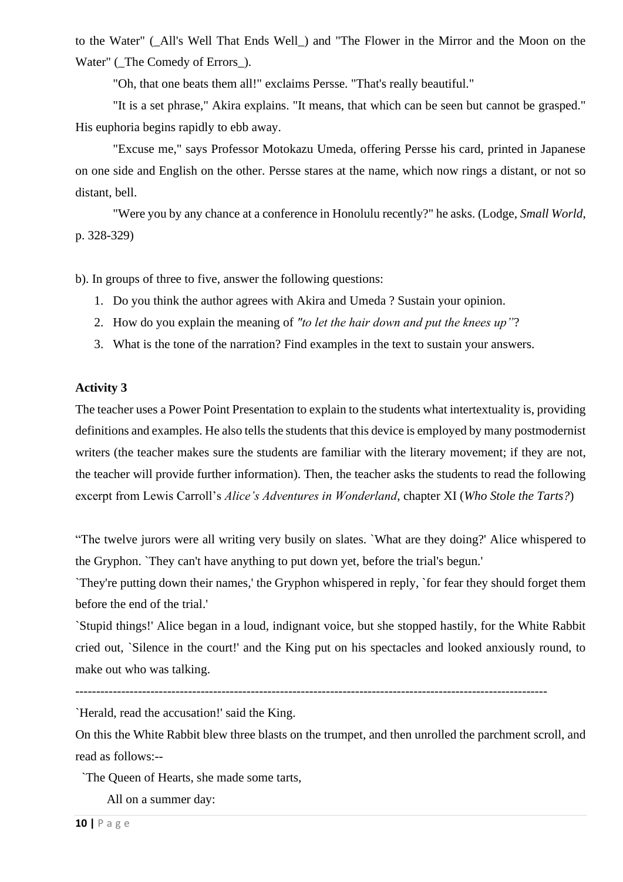to the Water" (_All's Well That Ends Well_) and "The Flower in the Mirror and the Moon on the Water" (_The Comedy of Errors_).

"Oh, that one beats them all!" exclaims Persse. "That's really beautiful."

"It is a set phrase," Akira explains. "It means, that which can be seen but cannot be grasped." His euphoria begins rapidly to ebb away.

"Excuse me," says Professor Motokazu Umeda, offering Persse his card, printed in Japanese on one side and English on the other. Persse stares at the name, which now rings a distant, or not so distant, bell.

"Were you by any chance at a conference in Honolulu recently?" he asks. (Lodge, *Small World*, p. 328-329)

b). In groups of three to five, answer the following questions:

1. Do you think the author agrees with Akira and Umeda ? Sustain your opinion.
2. How do you explain the meaning of *"to let the hair down and put the knees up"*?
3. What is the tone of the narration? Find examples in the text to sustain your answers.

**Activity 3**

The teacher uses a Power Point Presentation to explain to the students what intertextuality is, providing definitions and examples. He also tells the students that this device is employed by many postmodernist writers (the teacher makes sure the students are familiar with the literary movement; if they are not, the teacher will provide further information). Then, the teacher asks the students to read the following excerpt from Lewis Carroll's *Alice's Adventures in Wonderland*, chapter XI (*Who Stole the Tarts?*)

"The twelve jurors were all writing very busily on slates. `What are they doing?' Alice whispered to the Gryphon. `They can't have anything to put down yet, before the trial's begun.'

`They're putting down their names,' the Gryphon whispered in reply, `for fear they should forget them before the end of the trial.'

`Stupid things!' Alice began in a loud, indignant voice, but she stopped hastily, for the White Rabbit cried out, `Silence in the court!' and the King put on his spectacles and looked anxiously round, to make out who was talking.

---------------------------------------------------------------------------------------------------------------

`Herald, read the accusation!' said the King.

On this the White Rabbit blew three blasts on the trumpet, and then unrolled the parchment scroll, and read as follows:--

`The Queen of Hearts, she made some tarts,

All on a summer day: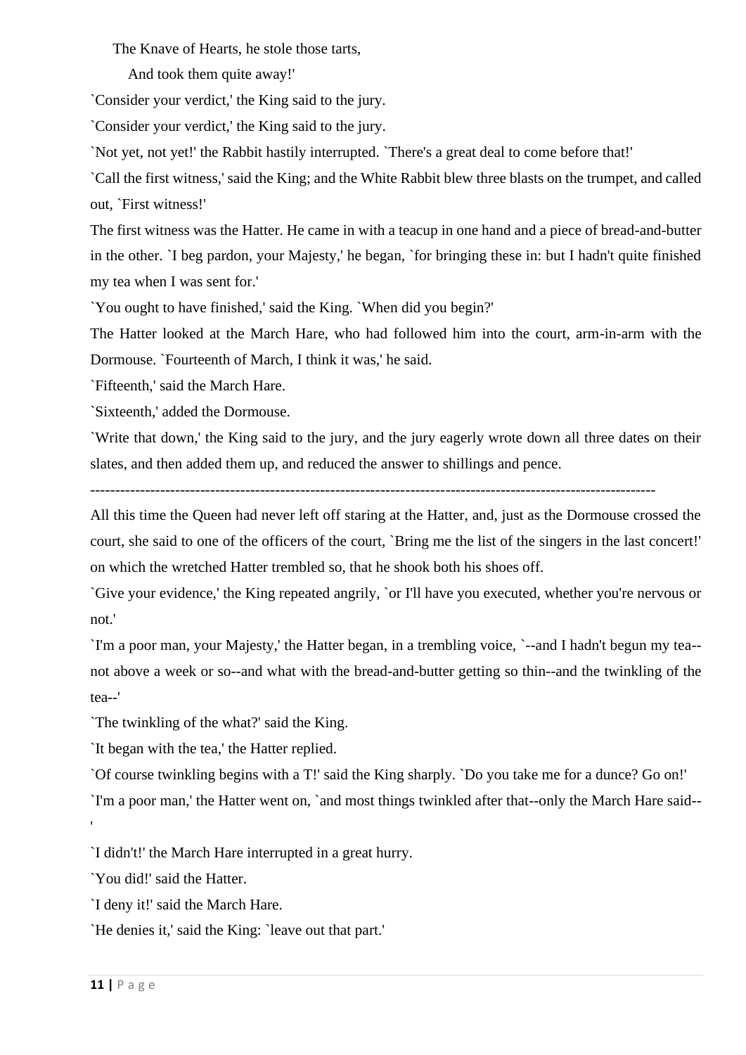The Knave of Hearts, he stole those tarts,

And took them quite away!'

`Consider your verdict,' the King said to the jury.

`Consider your verdict,' the King said to the jury.

`Not yet, not yet!' the Rabbit hastily interrupted. `There's a great deal to come before that!'

`Call the first witness,' said the King; and the White Rabbit blew three blasts on the trumpet, and called out, `First witness!'

The first witness was the Hatter. He came in with a teacup in one hand and a piece of bread-and-butter in the other. `I beg pardon, your Majesty,' he began, `for bringing these in: but I hadn't quite finished my tea when I was sent for.'

`You ought to have finished,' said the King. `When did you begin?'

The Hatter looked at the March Hare, who had followed him into the court, arm-in-arm with the Dormouse. `Fourteenth of March, I think it was,' he said.

`Fifteenth,' said the March Hare.

`Sixteenth,' added the Dormouse.

`Write that down,' the King said to the jury, and the jury eagerly wrote down all three dates on their slates, and then added them up, and reduced the answer to shillings and pence.

---

All this time the Queen had never left off staring at the Hatter, and, just as the Dormouse crossed the court, she said to one of the officers of the court, `Bring me the list of the singers in the last concert!' on which the wretched Hatter trembled so, that he shook both his shoes off.

`Give your evidence,' the King repeated angrily, `or I'll have you executed, whether you're nervous or not.'

`I'm a poor man, your Majesty,' the Hatter began, in a trembling voice, `--and I hadn't begun my tea--not above a week or so--and what with the bread-and-butter getting so thin--and the twinkling of the tea--'

`The twinkling of the what?' said the King.

`It began with the tea,' the Hatter replied.

`Of course twinkling begins with a T!' said the King sharply. `Do you take me for a dunce? Go on!'

`I'm a poor man,' the Hatter went on, `and most things twinkled after that--only the March Hare said--'

`I didn't!' the March Hare interrupted in a great hurry.

`You did!' said the Hatter.

`I deny it!' said the March Hare.

`He denies it,' said the King: `leave out that part.'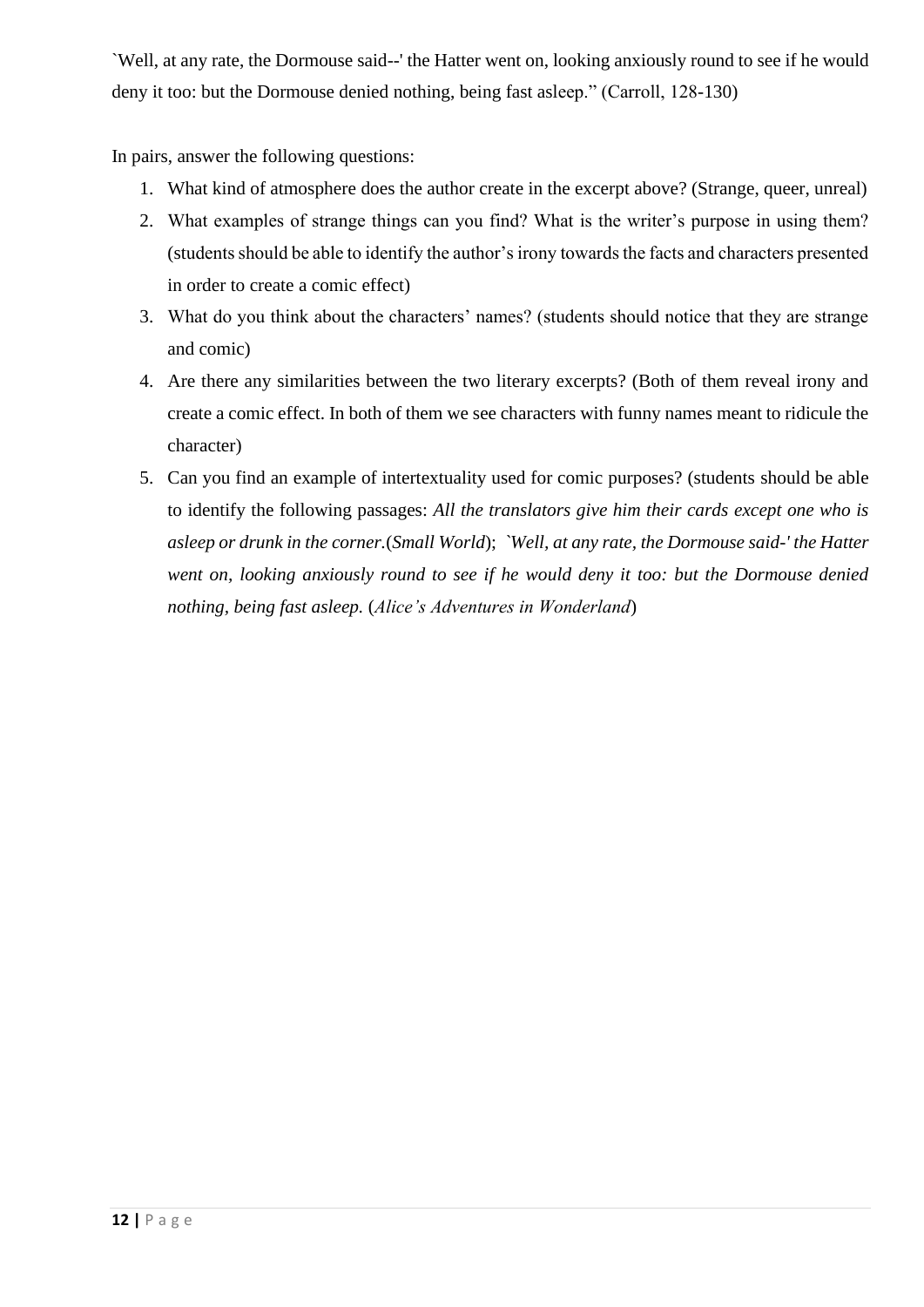`Well, at any rate, the Dormouse said--' the Hatter went on, looking anxiously round to see if he would deny it too: but the Dormouse denied nothing, being fast asleep." (Carroll, 128-130)

In pairs, answer the following questions:

1. What kind of atmosphere does the author create in the excerpt above? (Strange, queer, unreal)
2. What examples of strange things can you find? What is the writer's purpose in using them? (students should be able to identify the author's irony towards the facts and characters presented in order to create a comic effect)
3. What do you think about the characters' names? (students should notice that they are strange and comic)
4. Are there any similarities between the two literary excerpts? (Both of them reveal irony and create a comic effect. In both of them we see characters with funny names meant to ridicule the character)
5. Can you find an example of intertextuality used for comic purposes? (students should be able to identify the following passages: *All the translators give him their cards except one who is asleep or drunk in the corner.*(*Small World*); *`Well, at any rate, the Dormouse said-' the Hatter went on, looking anxiously round to see if he would deny it too: but the Dormouse denied nothing, being fast asleep.* (*Alice's Adventures in Wonderland*)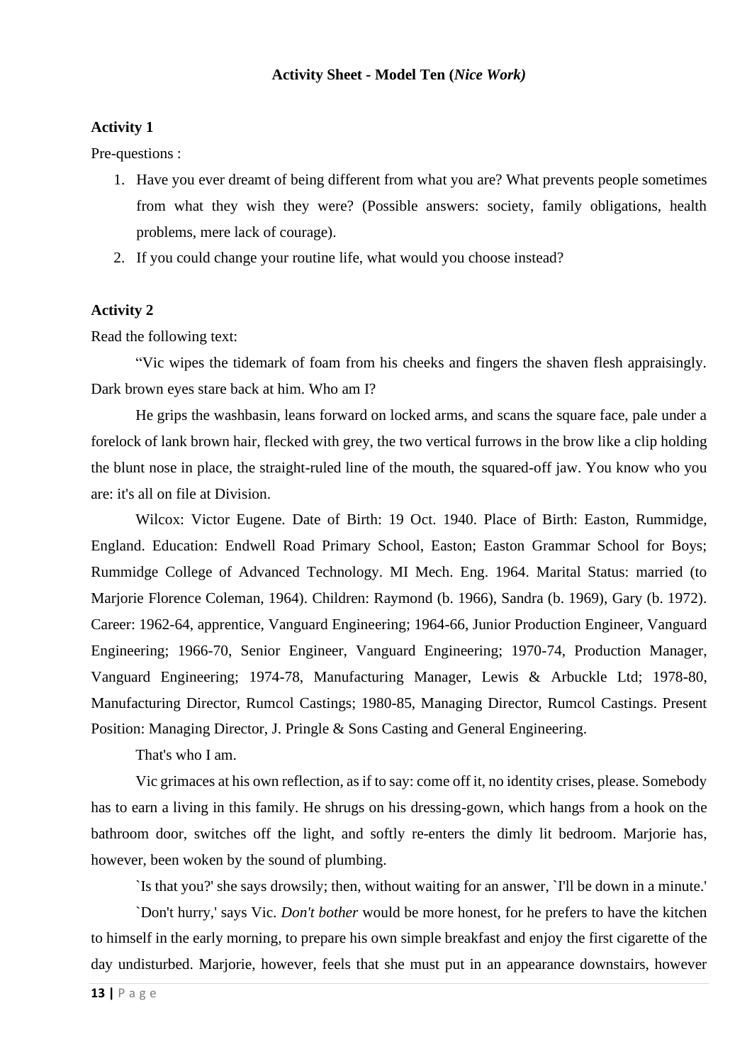### Activity Sheet - Model Ten (*Nice Work)*

**Activity 1**

Pre-questions :

1. Have you ever dreamt of being different from what you are? What prevents people sometimes from what they wish they were? (Possible answers: society, family obligations, health problems, mere lack of courage).
2. If you could change your routine life, what would you choose instead?

**Activity 2**

Read the following text:

"Vic wipes the tidemark of foam from his cheeks and fingers the shaven flesh appraisingly. Dark brown eyes stare back at him. Who am I?

He grips the washbasin, leans forward on locked arms, and scans the square face, pale under a forelock of lank brown hair, flecked with grey, the two vertical furrows in the brow like a clip holding the blunt nose in place, the straight-ruled line of the mouth, the squared-off jaw. You know who you are: it's all on file at Division.

Wilcox: Victor Eugene. Date of Birth: 19 Oct. 1940. Place of Birth: Easton, Rummidge, England. Education: Endwell Road Primary School, Easton; Easton Grammar School for Boys; Rummidge College of Advanced Technology. MI Mech. Eng. 1964. Marital Status: married (to Marjorie Florence Coleman, 1964). Children: Raymond (b. 1966), Sandra (b. 1969), Gary (b. 1972). Career: 1962-64, apprentice, Vanguard Engineering; 1964-66, Junior Production Engineer, Vanguard Engineering; 1966-70, Senior Engineer, Vanguard Engineering; 1970-74, Production Manager, Vanguard Engineering; 1974-78, Manufacturing Manager, Lewis & Arbuckle Ltd; 1978-80, Manufacturing Director, Rumcol Castings; 1980-85, Managing Director, Rumcol Castings. Present Position: Managing Director, J. Pringle & Sons Casting and General Engineering.

That's who I am.

Vic grimaces at his own reflection, as if to say: come off it, no identity crises, please. Somebody has to earn a living in this family. He shrugs on his dressing-gown, which hangs from a hook on the bathroom door, switches off the light, and softly re-enters the dimly lit bedroom. Marjorie has, however, been woken by the sound of plumbing.

`Is that you?' she says drowsily; then, without waiting for an answer, `I'll be down in a minute.'

`Don't hurry,' says Vic. *Don't bother* would be more honest, for he prefers to have the kitchen to himself in the early morning, to prepare his own simple breakfast and enjoy the first cigarette of the day undisturbed. Marjorie, however, feels that she must put in an appearance downstairs, however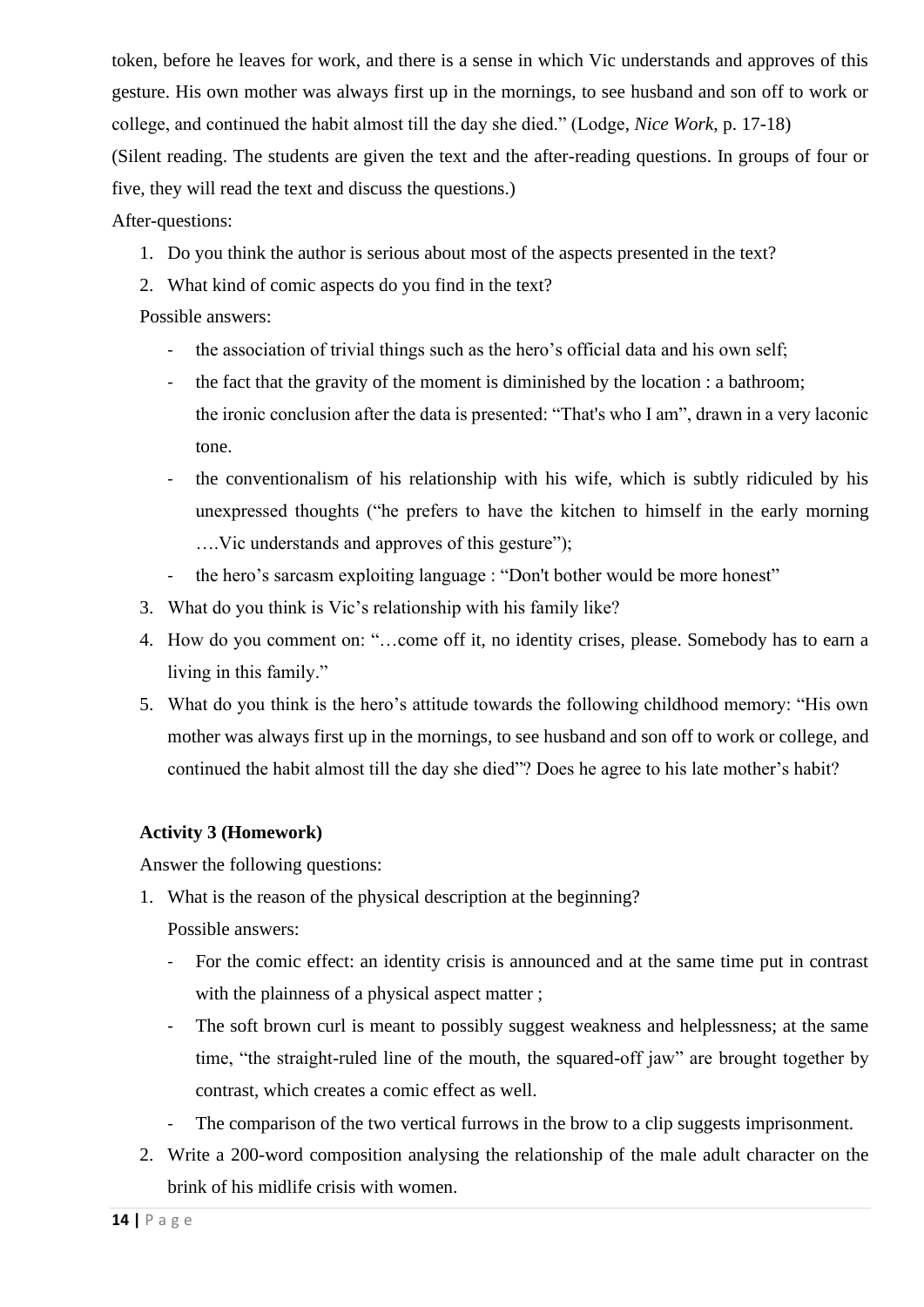token, before he leaves for work, and there is a sense in which Vic understands and approves of this gesture. His own mother was always first up in the mornings, to see husband and son off to work or college, and continued the habit almost till the day she died." (Lodge, *Nice Work*, p. 17-18)

(Silent reading. The students are given the text and the after-reading questions. In groups of four or five, they will read the text and discuss the questions.)

After-questions:

1. Do you think the author is serious about most of the aspects presented in the text?
2. What kind of comic aspects do you find in the text?

   Possible answers:

   - the association of trivial things such as the hero's official data and his own self;
   - the fact that the gravity of the moment is diminished by the location : a bathroom; the ironic conclusion after the data is presented: "That's who I am", drawn in a very laconic tone.
   - the conventionalism of his relationship with his wife, which is subtly ridiculed by his unexpressed thoughts ("he prefers to have the kitchen to himself in the early morning ….Vic understands and approves of this gesture");
   - the hero's sarcasm exploiting language : "Don't bother would be more honest"
3. What do you think is Vic's relationship with his family like?
4. How do you comment on: "…come off it, no identity crises, please. Somebody has to earn a living in this family."
5. What do you think is the hero's attitude towards the following childhood memory: "His own mother was always first up in the mornings, to see husband and son off to work or college, and continued the habit almost till the day she died"? Does he agree to his late mother's habit?

**Activity 3 (Homework)**

Answer the following questions:

1. What is the reason of the physical description at the beginning?

   Possible answers:

   - For the comic effect: an identity crisis is announced and at the same time put in contrast with the plainness of a physical aspect matter ;
   - The soft brown curl is meant to possibly suggest weakness and helplessness; at the same time, "the straight-ruled line of the mouth, the squared-off jaw" are brought together by contrast, which creates a comic effect as well.
   - The comparison of the two vertical furrows in the brow to a clip suggests imprisonment.
2. Write a 200-word composition analysing the relationship of the male adult character on the brink of his midlife crisis with women.